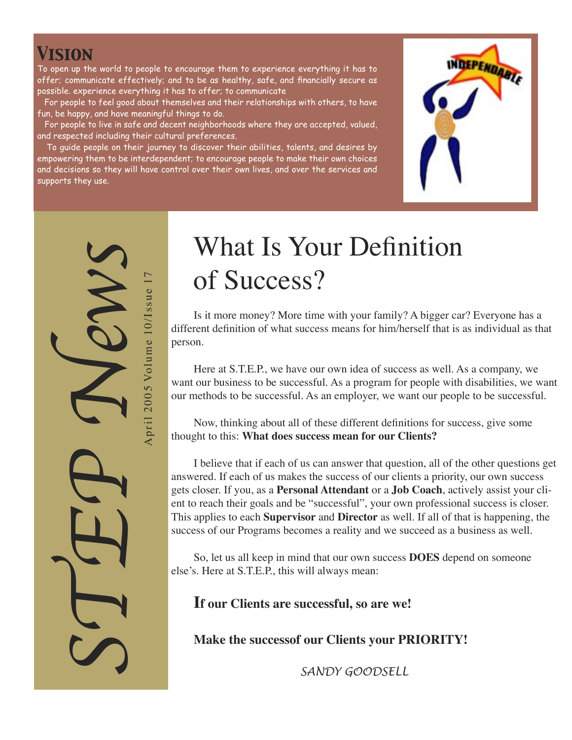## Vision

To open up the world to people to encourage them to experience everything it has to offer; communicate effectively; and to be as healthy, safe, and financially secure as possible. experience everything it has to offer; to communicate

For people to feel good about themselves and their relationships with others, to have fun, be happy, and have meaningful things to do.

For people to live in safe and decent neighborhoods where they are accepted, valued, and respected including their cultural preferences.

To guide people on their journey to discover their abilities, talents, and desires by empowering them to be interdependent; to encourage people to make their own choices and decisions so they will have control over their own lives, and over the services and supports they use.

INDEPENDABLE

# STEP News

April 2005 Volume 10/Issue 17

# What Is Your Definition of Success?

Is it more money? More time with your family? A bigger car? Everyone has a different definition of what success means for him/herself that is as individual as that person.

Here at S.T.E.P., we have our own idea of success as well. As a company, we want our business to be successful. As a program for people with disabilities, we want our methods to be successful. As an employer, we want our people to be successful.

Now, thinking about all of these different definitions for success, give some thought to this: **What does success mean for our Clients?**

I believe that if each of us can answer that question, all of the other questions get answered. If each of us makes the success of our clients a priority, our own success gets closer. If you, as a **Personal Attendant** or a **Job Coach**, actively assist your client to reach their goals and be "successful", your own professional success is closer. This applies to each **Supervisor** and **Director** as well. If all of that is happening, the success of our Programs becomes a reality and we succeed as a business as well.

So, let us all keep in mind that our own success **DOES** depend on someone else's. Here at S.T.E.P., this will always mean:

**If our Clients are successful, so are we!**

**Make the successof our Clients your PRIORITY!**

*SANDY GOODSELL*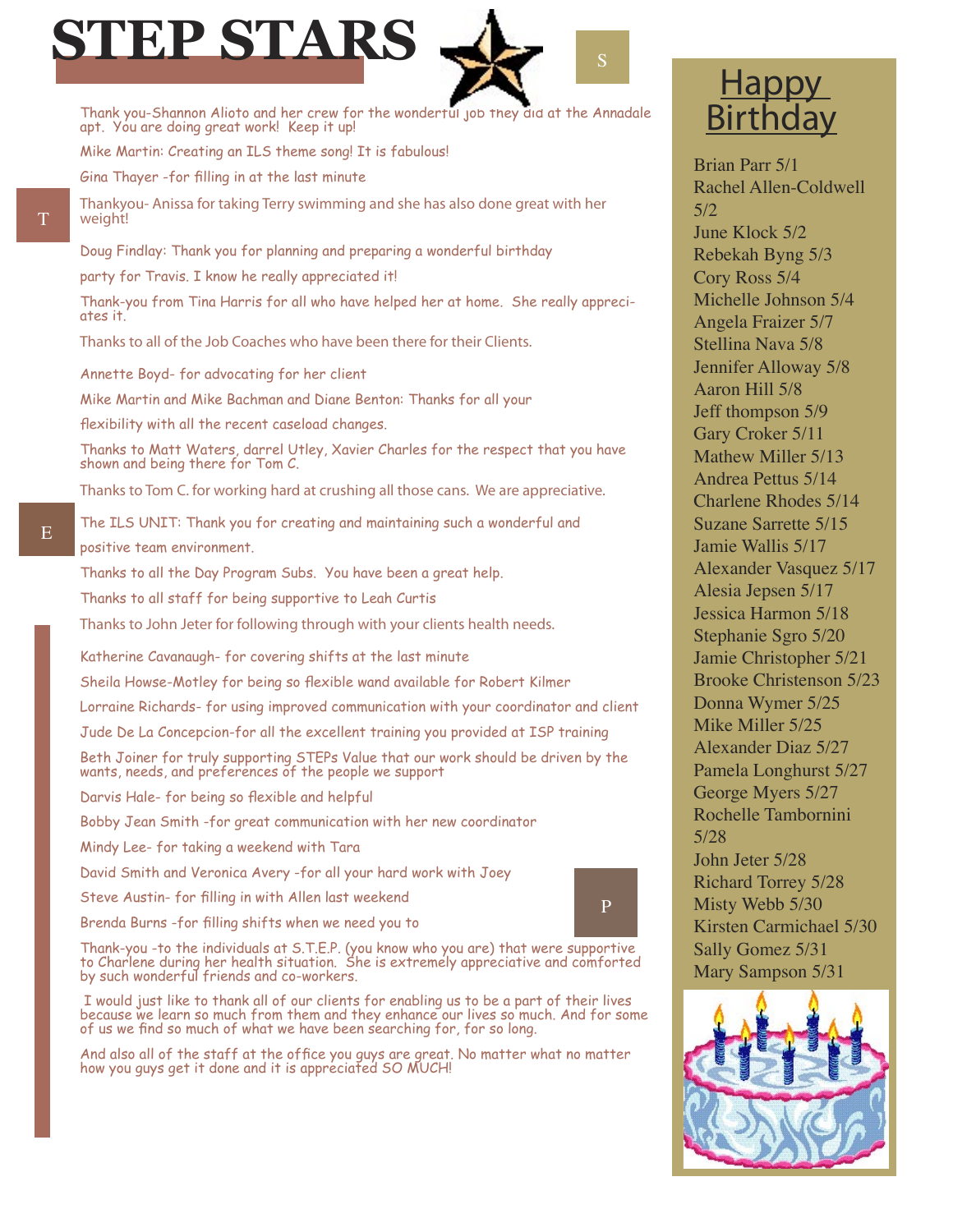# STEP STARS

Thank you-Shannon Alioto and her crew for the wonderful job they did at the Annadale apt. You are doing great work! Keep it up!

Mike Martin: Creating an ILS theme song! It is fabulous!

Gina Thayer -for filling in at the last minute

Thankyou- Anissa for taking Terry swimming and she has also done great with her weight!

Doug Findlay: Thank you for planning and preparing a wonderful birthday party for Travis. I know he really appreciated it!

Thank-you from Tina Harris for all who have helped her at home. She really appreciates it.

Thanks to all of the Job Coaches who have been there for their Clients.

Annette Boyd- for advocating for her client

Mike Martin and Mike Bachman and Diane Benton: Thanks for all your flexibility with all the recent caseload changes.

Thanks to Matt Waters, darrel Utley, Xavier Charles for the respect that you have shown and being there for Tom C.

Thanks to Tom C. for working hard at crushing all those cans. We are appreciative.

The ILS UNIT: Thank you for creating and maintaining such a wonderful and positive team environment.

Thanks to all the Day Program Subs. You have been a great help.

Thanks to all staff for being supportive to Leah Curtis

Thanks to John Jeter for following through with your clients health needs.

Katherine Cavanaugh- for covering shifts at the last minute

Sheila Howse-Motley for being so flexible wand available for Robert Kilmer

Lorraine Richards- for using improved communication with your coordinator and client

Jude De La Concepcion-for all the excellent training you provided at ISP training

Beth Joiner for truly supporting STEPs Value that our work should be driven by the wants, needs, and preferences of the people we support

Darvis Hale- for being so flexible and helpful

Bobby Jean Smith -for great communication with her new coordinator

Mindy Lee- for taking a weekend with Tara

David Smith and Veronica Avery -for all your hard work with Joey

Steve Austin- for filling in with Allen last weekend

Brenda Burns -for filling shifts when we need you to

Thank-you -to the individuals at S.T.E.P. (you know who you are) that were supportive to Charlene during her health situation. She is extremely appreciative and comforted by such wonderful friends and co-workers.

I would just like to thank all of our clients for enabling us to be a part of their lives because we learn so much from them and they enhance our lives so much. And for some of us we find so much of what we have been searching for, for so long.

And also all of the staff at the office you guys are great. No matter what no matter how you guys get it done and it is appreciated SO MUCH!

## Happy Birthday

Brian Parr 5/1
Rachel Allen-Coldwell 5/2
June Klock 5/2
Rebekah Byng 5/3
Cory Ross 5/4
Michelle Johnson 5/4
Angela Fraizer 5/7
Stellina Nava 5/8
Jennifer Alloway 5/8
Aaron Hill 5/8
Jeff thompson 5/9
Gary Croker 5/11
Mathew Miller 5/13
Andrea Pettus 5/14
Charlene Rhodes 5/14
Suzane Sarrette 5/15
Jamie Wallis 5/17
Alexander Vasquez 5/17
Alesia Jepsen 5/17
Jessica Harmon 5/18
Stephanie Sgro 5/20
Jamie Christopher 5/21
Brooke Christenson 5/23
Donna Wymer 5/25
Mike Miller 5/25
Alexander Diaz 5/27
Pamela Longhurst 5/27
George Myers 5/27
Rochelle Tambornini 5/28
John Jeter 5/28
Richard Torrey 5/28
Misty Webb 5/30
Kirsten Carmichael 5/30
Sally Gomez 5/31
Mary Sampson 5/31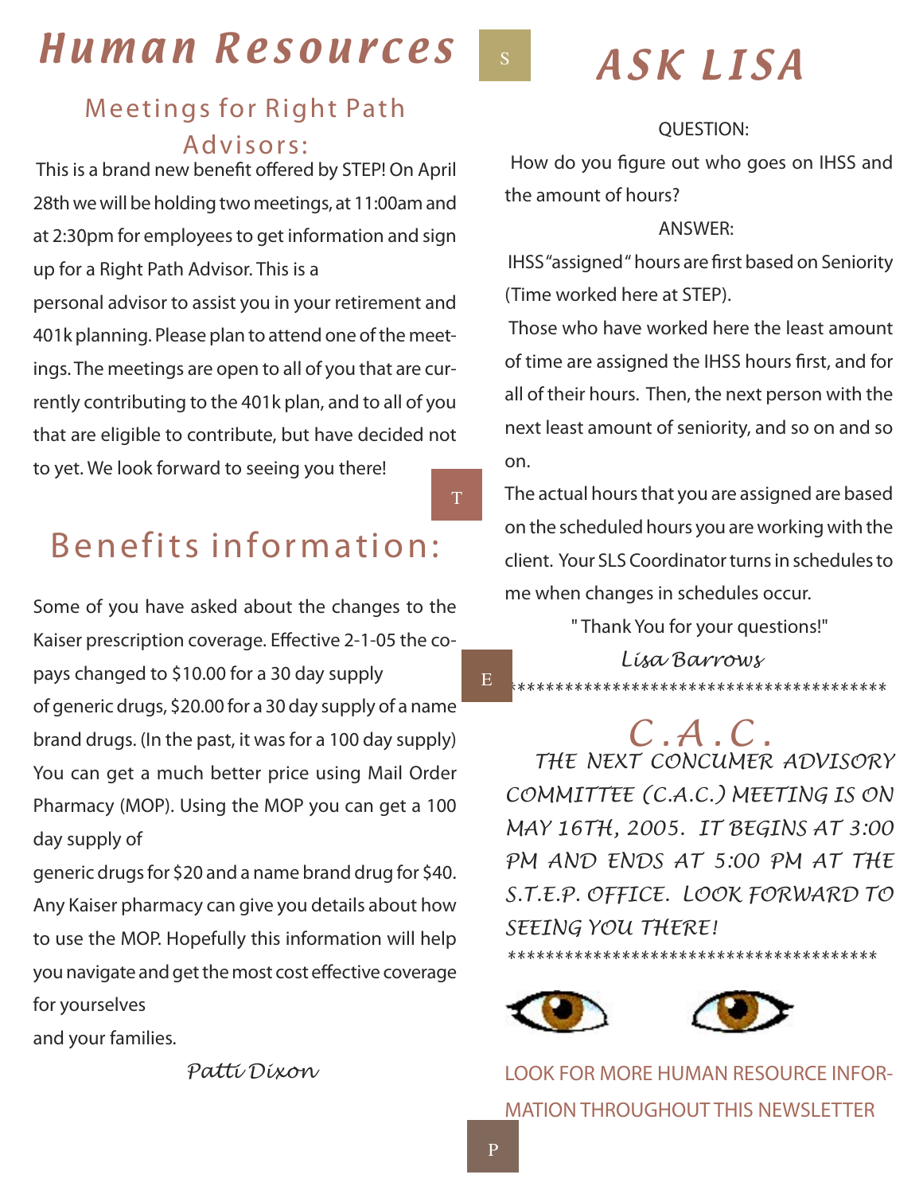# Human Resources

## Meetings for Right Path Advisors:

This is a brand new benefit offered by STEP! On April 28th we will be holding two meetings, at 11:00am and at 2:30pm for employees to get information and sign up for a Right Path Advisor. This is a personal advisor to assist you in your retirement and 401k planning. Please plan to attend one of the meetings. The meetings are open to all of you that are currently contributing to the 401k plan, and to all of you that are eligible to contribute, but have decided not to yet. We look forward to seeing you there!

## Benefits information:

Some of you have asked about the changes to the Kaiser prescription coverage. Effective 2-1-05 the co-pays changed to $10.00 for a 30 day supply of generic drugs, $20.00 for a 30 day supply of a name brand drugs. (In the past, it was for a 100 day supply) You can get a much better price using Mail Order Pharmacy (MOP). Using the MOP you can get a 100 day supply of generic drugs for $20 and a name brand drug for $40. Any Kaiser pharmacy can give you details about how to use the MOP. Hopefully this information will help you navigate and get the most cost effective coverage for yourselves and your families.

*Patti Dixon*

# ASK LISA

QUESTION:

How do you figure out who goes on IHSS and the amount of hours?

ANSWER:

IHSS "assigned" hours are first based on Seniority (Time worked here at STEP).

Those who have worked here the least amount of time are assigned the IHSS hours first, and for all of their hours. Then, the next person with the next least amount of seniority, and so on and so on.

The actual hours that you are assigned are based on the scheduled hours you are working with the client. Your SLS Coordinator turns in schedules to me when changes in schedules occur.

"Thank You for your questions!"

*Lisa Barrows*

*****************************************

## C.A.C.

THE NEXT CONCUMER ADVISORY COMMITTEE (C.A.C.) MEETING IS ON MAY 16TH, 2005. IT BEGINS AT 3:00 PM AND ENDS AT 5:00 PM AT THE S.T.E.P. OFFICE. LOOK FORWARD TO SEEING YOU THERE!

*****************************************

LOOK FOR MORE HUMAN RESOURCE INFORMATION THROUGHOUT THIS NEWSLETTER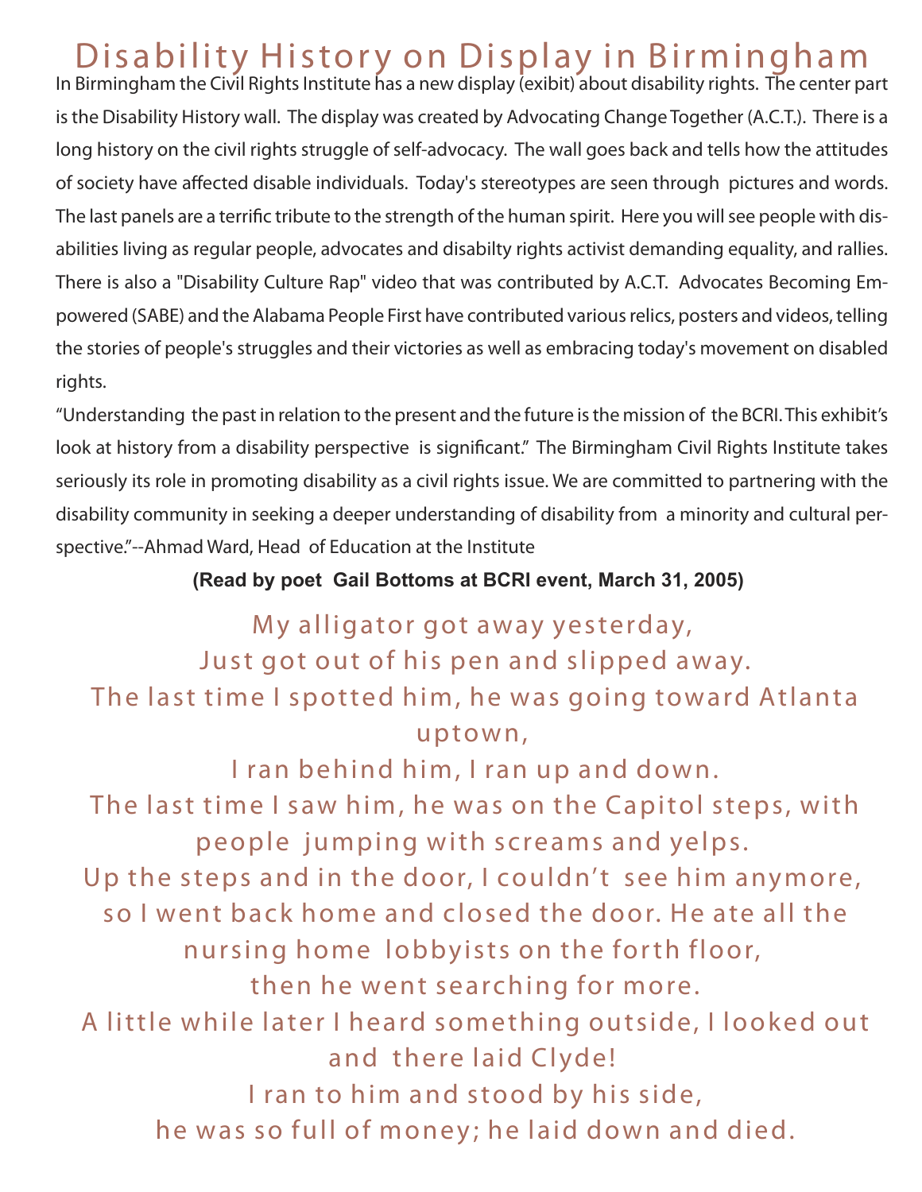# Disability History on Display in Birmingham

In Birmingham the Civil Rights Institute has a new display (exibit) about disability rights. The center part is the Disability History wall. The display was created by Advocating Change Together (A.C.T.). There is a long history on the civil rights struggle of self-advocacy. The wall goes back and tells how the attitudes of society have affected disable individuals. Today's stereotypes are seen through pictures and words. The last panels are a terrific tribute to the strength of the human spirit. Here you will see people with disabilities living as regular people, advocates and disabilty rights activist demanding equality, and rallies. There is also a "Disability Culture Rap" video that was contributed by A.C.T. Advocates Becoming Empowered (SABE) and the Alabama People First have contributed various relics, posters and videos, telling the stories of people's struggles and their victories as well as embracing today's movement on disabled rights.

"Understanding the past in relation to the present and the future is the mission of the BCRI. This exhibit's look at history from a disability perspective is significant." The Birmingham Civil Rights Institute takes seriously its role in promoting disability as a civil rights issue. We are committed to partnering with the disability community in seeking a deeper understanding of disability from a minority and cultural perspective."--Ahmad Ward, Head of Education at the Institute

**(Read by poet Gail Bottoms at BCRI event, March 31, 2005)**

My alligator got away yesterday,
Just got out of his pen and slipped away.
The last time I spotted him, he was going toward Atlanta uptown,
I ran behind him, I ran up and down.
The last time I saw him, he was on the Capitol steps, with people jumping with screams and yelps.
Up the steps and in the door, I couldn't see him anymore, so I went back home and closed the door. He ate all the nursing home lobbyists on the forth floor,
then he went searching for more.
A little while later I heard something outside, I looked out and there laid Clyde!
I ran to him and stood by his side,
he was so full of money; he laid down and died.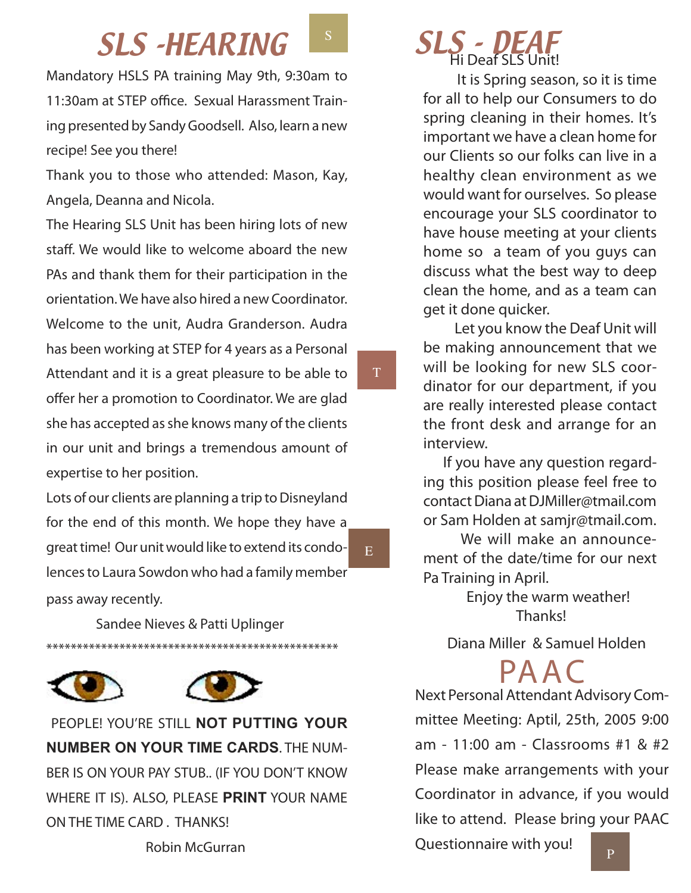## SLS -HEARING

Mandatory HSLS PA training May 9th, 9:30am to 11:30am at STEP office. Sexual Harassment Training presented by Sandy Goodsell. Also, learn a new recipe! See you there!

Thank you to those who attended: Mason, Kay, Angela, Deanna and Nicola.

The Hearing SLS Unit has been hiring lots of new staff. We would like to welcome aboard the new PAs and thank them for their participation in the orientation. We have also hired a new Coordinator. Welcome to the unit, Audra Granderson. Audra has been working at STEP for 4 years as a Personal Attendant and it is a great pleasure to be able to offer her a promotion to Coordinator. We are glad she has accepted as she knows many of the clients in our unit and brings a tremendous amount of expertise to her position.

Lots of our clients are planning a trip to Disneyland for the end of this month. We hope they have a great time! Our unit would like to extend its condolences to Laura Sowdon who had a family member pass away recently.

Sandee Nieves & Patti Uplinger

**************************************************

PEOPLE! YOU'RE STILL **NOT PUTTING YOUR NUMBER ON YOUR TIME CARDS**. THE NUMBER IS ON YOUR PAY STUB.. (IF YOU DON'T KNOW WHERE IT IS). ALSO, PLEASE **PRINT** YOUR NAME ON THE TIME CARD . THANKS!

Robin McGurran

## SLS - DEAF

Hi Deaf SLS Unit!

It is Spring season, so it is time for all to help our Consumers to do spring cleaning in their homes. It's important we have a clean home for our Clients so our folks can live in a healthy clean environment as we would want for ourselves. So please encourage your SLS coordinator to have house meeting at your clients home so a team of you guys can discuss what the best way to deep clean the home, and as a team can get it done quicker.

Let you know the Deaf Unit will be making announcement that we will be looking for new SLS coordinator for our department, if you are really interested please contact the front desk and arrange for an interview.

If you have any question regarding this position please feel free to contact Diana at DJMiller@tmail.com or Sam Holden at samjr@tmail.com.

We will make an announcement of the date/time for our next Pa Training in April.

Enjoy the warm weather!

Thanks!

Diana Miller & Samuel Holden

## PAAC

Next Personal Attendant Advisory Committee Meeting: April, 25th, 2005 9:00 am - 11:00 am - Classrooms #1 & #2 Please make arrangements with your Coordinator in advance, if you would like to attend. Please bring your PAAC Questionnaire with you!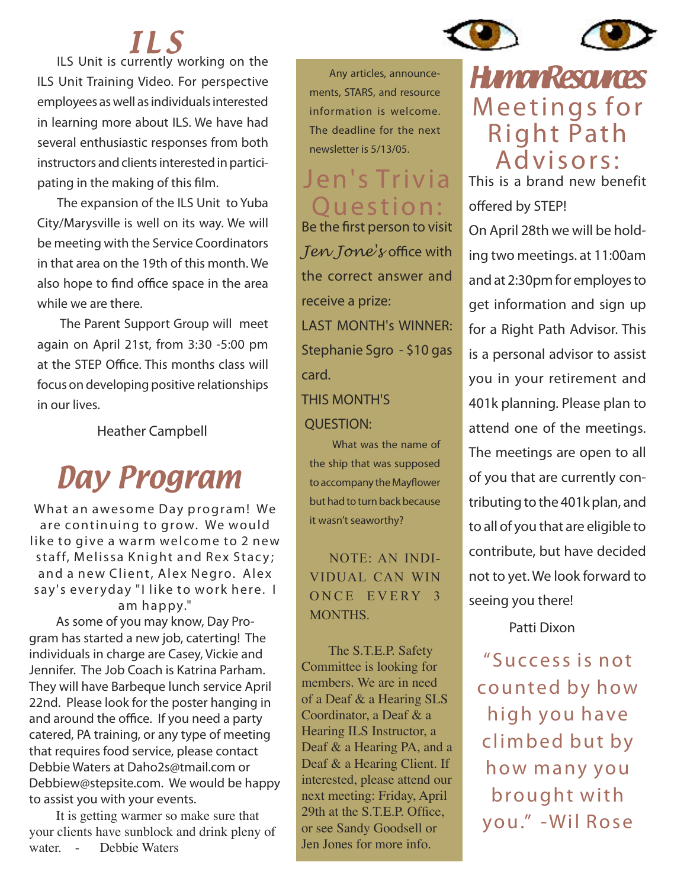## ILS

ILS Unit is currently working on the ILS Unit Training Video. For perspective employees as well as individuals interested in learning more about ILS. We have had several enthusiastic responses from both instructors and clients interested in participating in the making of this film.

The expansion of the ILS Unit to Yuba City/Marysville is well on its way. We will be meeting with the Service Coordinators in that area on the 19th of this month. We also hope to find office space in the area while we are there.

The Parent Support Group will meet again on April 21st, from 3:30 -5:00 pm at the STEP Office. This months class will focus on developing positive relationships in our lives.

Heather Campbell

## Day Program

What an awesome Day program! We are continuing to grow. We would like to give a warm welcome to 2 new staff, Melissa Knight and Rex Stacy; and a new Client, Alex Negro. Alex say's everyday "I like to work here. I am happy."

As some of you may know, Day Program has started a new job, catering! The individuals in charge are Casey, Vickie and Jennifer. The Job Coach is Katrina Parham. They will have Barbeque lunch service April 22nd. Please look for the poster hanging in and around the office. If you need a party catered, PA training, or any type of meeting that requires food service, please contact Debbie Waters at Daho2s@tmail.com or Debbiew@stepsite.com. We would be happy to assist you with your events.

It is getting warmer so make sure that your clients have sunblock and drink pleny of water. - Debbie Waters

Any articles, announcements, STARS, and resource information is welcome. The deadline for the next newsletter is 5/13/05.

## Jen's Trivia Question:

Be the first person to visit *Jen Jone's* office with the correct answer and receive a prize:

LAST MONTH's WINNER: Stephanie Sgro - $10 gas card.

THIS MONTH'S QUESTION:

What was the name of the ship that was supposed to accompany the Mayflower but had to turn back because it wasn't seaworthy?

NOTE: AN INDIVIDUAL CAN WIN ONCE EVERY 3 MONTHS.

The S.T.E.P. Safety Committee is looking for members. We are in need of a Deaf & a Hearing SLS Coordinator, a Deaf & a Hearing ILS Instructor, a Deaf & a Hearing PA, and a Deaf & a Hearing Client. If interested, please attend our next meeting: Friday, April 29th at the S.T.E.P. Office, or see Sandy Goodsell or Jen Jones for more info.

## Human Resources

### Meetings for Right Path Advisors:

This is a brand new benefit offered by STEP!

On April 28th we will be holding two meetings. at 11:00am and at 2:30pm for employes to get information and sign up for a Right Path Advisor. This is a personal advisor to assist you in your retirement and 401k planning. Please plan to attend one of the meetings. The meetings are open to all of you that are currently contributing to the 401k plan, and to all of you that are eligible to contribute, but have decided not to yet. We look forward to seeing you there!

Patti Dixon

"Success is not counted by how high you have climbed but by how many you brought with you." -Wil Rose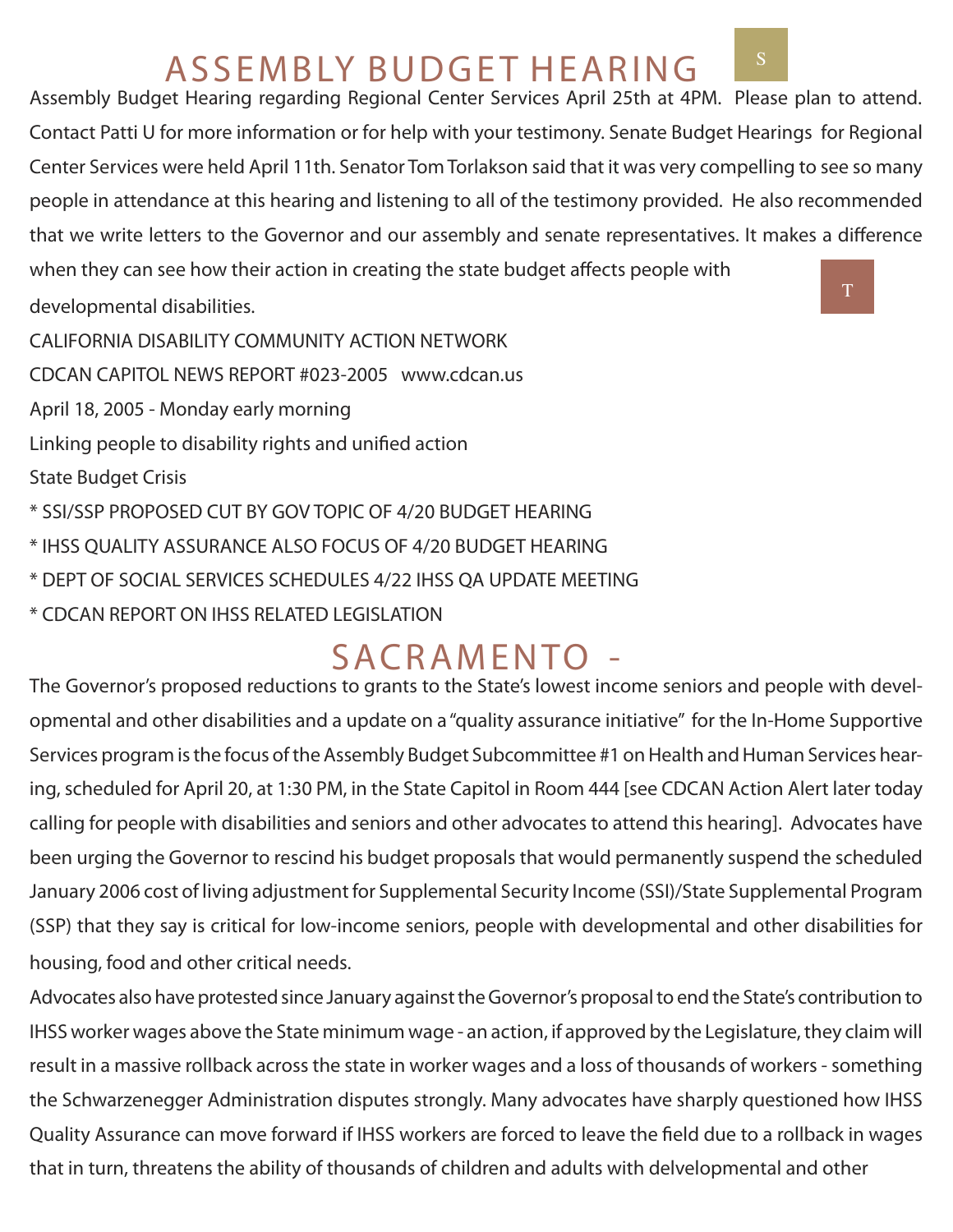# ASSEMBLY BUDGET HEARING

Assembly Budget Hearing regarding Regional Center Services April 25th at 4PM. Please plan to attend. Contact Patti U for more information or for help with your testimony. Senate Budget Hearings for Regional Center Services were held April 11th. Senator Tom Torlakson said that it was very compelling to see so many people in attendance at this hearing and listening to all of the testimony provided. He also recommended that we write letters to the Governor and our assembly and senate representatives. It makes a difference when they can see how their action in creating the state budget affects people with developmental disabilities.

CALIFORNIA DISABILITY COMMUNITY ACTION NETWORK

CDCAN CAPITOL NEWS REPORT #023-2005 www.cdcan.us

April 18, 2005 - Monday early morning

Linking people to disability rights and unified action

State Budget Crisis

* SSI/SSP PROPOSED CUT BY GOV TOPIC OF 4/20 BUDGET HEARING
* IHSS QUALITY ASSURANCE ALSO FOCUS OF 4/20 BUDGET HEARING
* DEPT OF SOCIAL SERVICES SCHEDULES 4/22 IHSS QA UPDATE MEETING
* CDCAN REPORT ON IHSS RELATED LEGISLATION

# SACRAMENTO -

The Governor's proposed reductions to grants to the State's lowest income seniors and people with developmental and other disabilities and a update on a "quality assurance initiative" for the In-Home Supportive Services program is the focus of the Assembly Budget Subcommittee #1 on Health and Human Services hearing, scheduled for April 20, at 1:30 PM, in the State Capitol in Room 444 [see CDCAN Action Alert later today calling for people with disabilities and seniors and other advocates to attend this hearing]. Advocates have been urging the Governor to rescind his budget proposals that would permanently suspend the scheduled January 2006 cost of living adjustment for Supplemental Security Income (SSI)/State Supplemental Program (SSP) that they say is critical for low-income seniors, people with developmental and other disabilities for housing, food and other critical needs.

Advocates also have protested since January against the Governor's proposal to end the State's contribution to IHSS worker wages above the State minimum wage - an action, if approved by the Legislature, they claim will result in a massive rollback across the state in worker wages and a loss of thousands of workers - something the Schwarzenegger Administration disputes strongly. Many advocates have sharply questioned how IHSS Quality Assurance can move forward if IHSS workers are forced to leave the field due to a rollback in wages that in turn, threatens the ability of thousands of children and adults with delvelopmental and other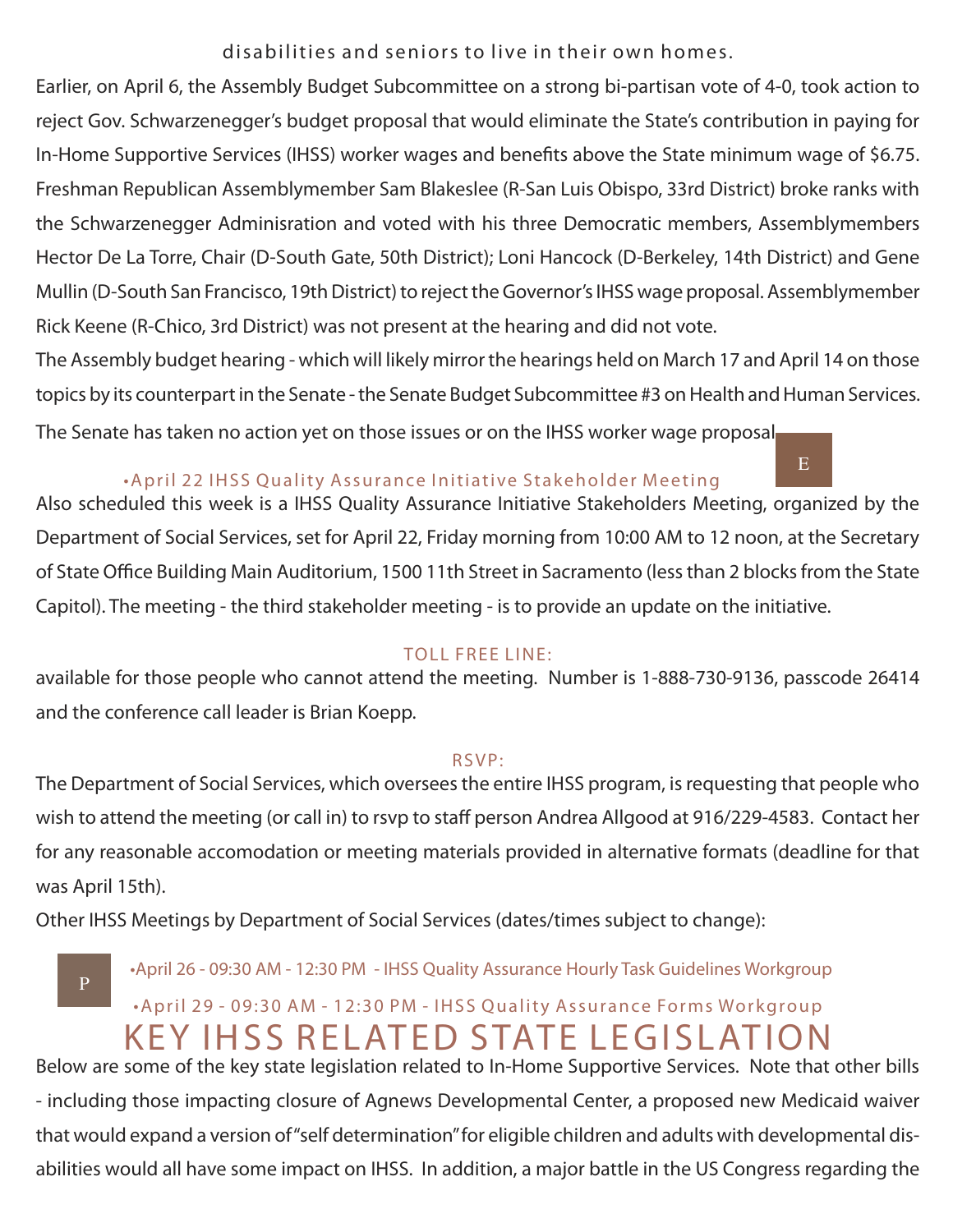disabilities and seniors to live in their own homes.

Earlier, on April 6, the Assembly Budget Subcommittee on a strong bi-partisan vote of 4-0, took action to reject Gov. Schwarzenegger's budget proposal that would eliminate the State's contribution in paying for In-Home Supportive Services (IHSS) worker wages and benefits above the State minimum wage of $6.75. Freshman Republican Assemblymember Sam Blakeslee (R-San Luis Obispo, 33rd District) broke ranks with the Schwarzenegger Adminisration and voted with his three Democratic members, Assemblymembers Hector De La Torre, Chair (D-South Gate, 50th District); Loni Hancock (D-Berkeley, 14th District) and Gene Mullin (D-South San Francisco, 19th District) to reject the Governor's IHSS wage proposal. Assemblymember Rick Keene (R-Chico, 3rd District) was not present at the hearing and did not vote.

The Assembly budget hearing - which will likely mirror the hearings held on March 17 and April 14 on those topics by its counterpart in the Senate - the Senate Budget Subcommittee #3 on Health and Human Services. The Senate has taken no action yet on those issues or on the IHSS worker wage proposal.

E

### •April 22 IHSS Quality Assurance Initiative Stakeholder Meeting

Also scheduled this week is a IHSS Quality Assurance Initiative Stakeholders Meeting, organized by the Department of Social Services, set for April 22, Friday morning from 10:00 AM to 12 noon, at the Secretary of State Office Building Main Auditorium, 1500 11th Street in Sacramento (less than 2 blocks from the State Capitol). The meeting - the third stakeholder meeting - is to provide an update on the initiative.

#### TOLL FREE LINE:

available for those people who cannot attend the meeting. Number is 1-888-730-9136, passcode 26414 and the conference call leader is Brian Koepp.

#### RSVP:

The Department of Social Services, which oversees the entire IHSS program, is requesting that people who wish to attend the meeting (or call in) to rsvp to staff person Andrea Allgood at 916/229-4583. Contact her for any reasonable accomodation or meeting materials provided in alternative formats (deadline for that was April 15th).

Other IHSS Meetings by Department of Social Services (dates/times subject to change):

P

•April 26 - 09:30 AM - 12:30 PM - IHSS Quality Assurance Hourly Task Guidelines Workgroup

•April 29 - 09:30 AM - 12:30 PM - IHSS Quality Assurance Forms Workgroup

## KEY IHSS RELATED STATE LEGISLATION

Below are some of the key state legislation related to In-Home Supportive Services. Note that other bills - including those impacting closure of Agnews Developmental Center, a proposed new Medicaid waiver that would expand a version of "self determination" for eligible children and adults with developmental disabilities would all have some impact on IHSS. In addition, a major battle in the US Congress regarding the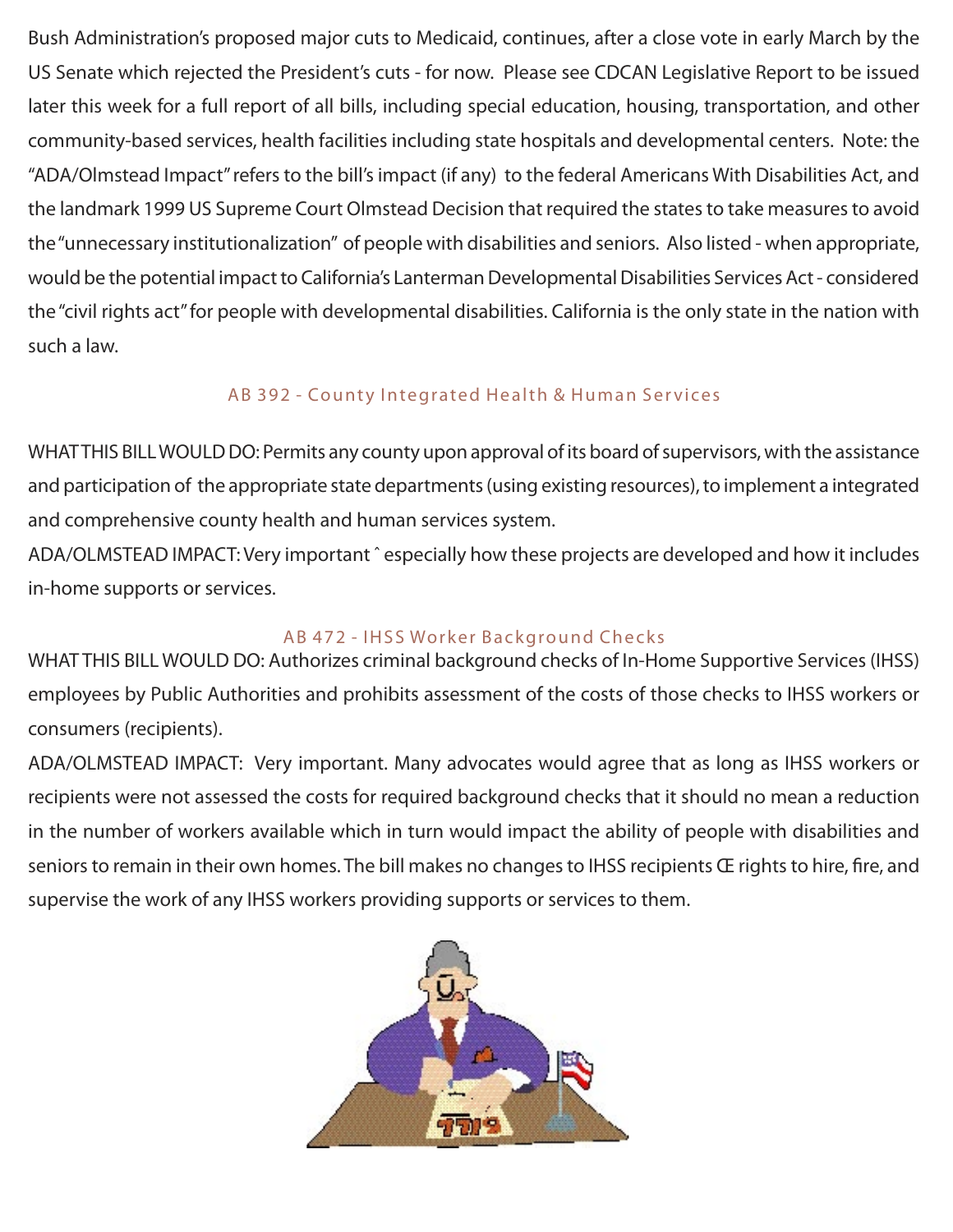Bush Administration's proposed major cuts to Medicaid, continues, after a close vote in early March by the US Senate which rejected the President's cuts - for now. Please see CDCAN Legislative Report to be issued later this week for a full report of all bills, including special education, housing, transportation, and other community-based services, health facilities including state hospitals and developmental centers. Note: the "ADA/Olmstead Impact" refers to the bill's impact (if any) to the federal Americans With Disabilities Act, and the landmark 1999 US Supreme Court Olmstead Decision that required the states to take measures to avoid the "unnecessary institutionalization" of people with disabilities and seniors. Also listed - when appropriate, would be the potential impact to California's Lanterman Developmental Disabilities Services Act - considered the "civil rights act" for people with developmental disabilities. California is the only state in the nation with such a law.

## AB 392 - County Integrated Health & Human Services

WHAT THIS BILL WOULD DO: Permits any county upon approval of its board of supervisors, with the assistance and participation of the appropriate state departments (using existing resources), to implement a integrated and comprehensive county health and human services system.

ADA/OLMSTEAD IMPACT: Very important ˆ especially how these projects are developed and how it includes in-home supports or services.

## AB 472 - IHSS Worker Background Checks

WHAT THIS BILL WOULD DO: Authorizes criminal background checks of In-Home Supportive Services (IHSS) employees by Public Authorities and prohibits assessment of the costs of those checks to IHSS workers or consumers (recipients).

ADA/OLMSTEAD IMPACT: Very important. Many advocates would agree that as long as IHSS workers or recipients were not assessed the costs for required background checks that it should no mean a reduction in the number of workers available which in turn would impact the ability of people with disabilities and seniors to remain in their own homes. The bill makes no changes to IHSS recipients Œ rights to hire, fire, and supervise the work of any IHSS workers providing supports or services to them.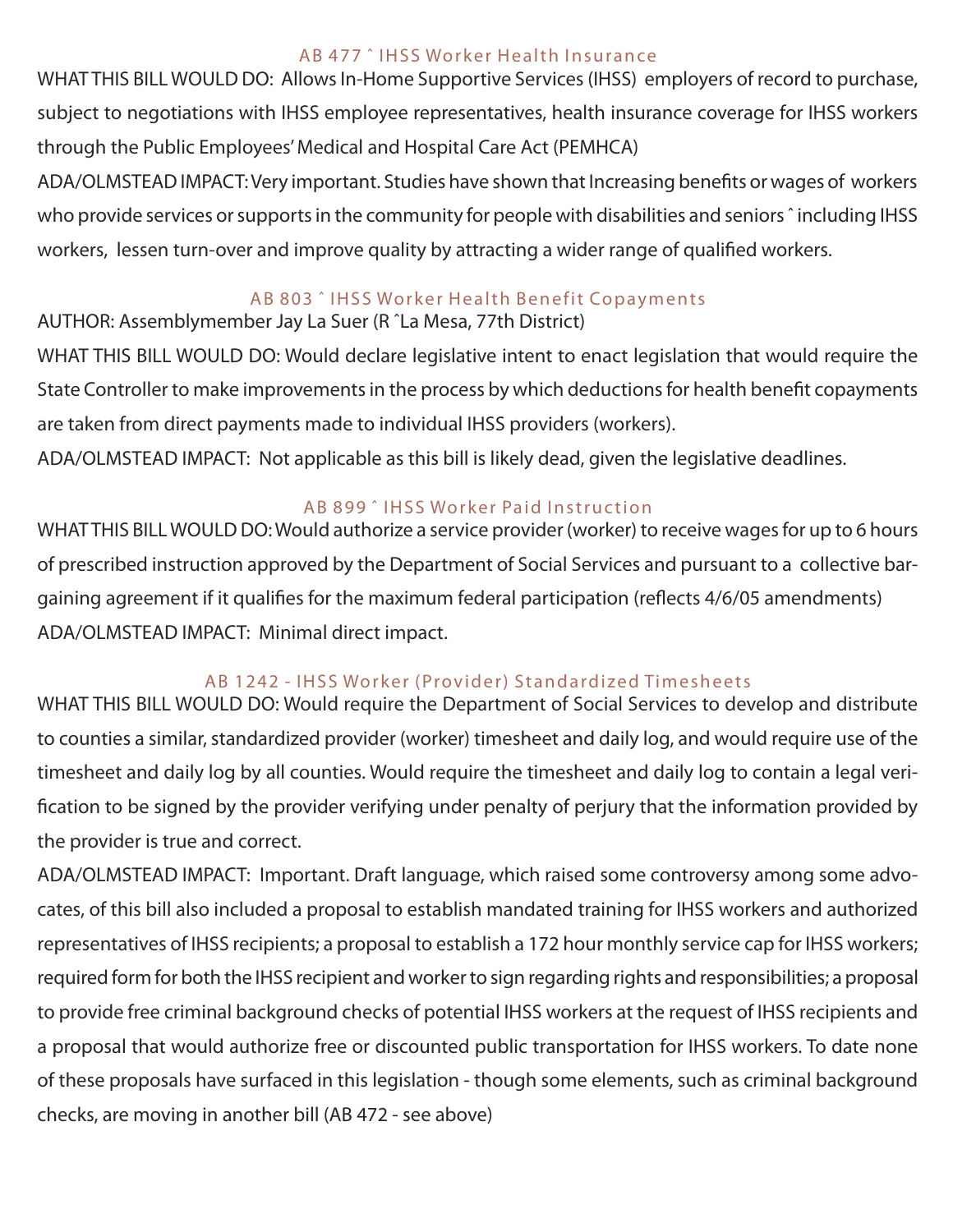### AB 477 ˆ IHSS Worker Health Insurance

WHAT THIS BILL WOULD DO: Allows In-Home Supportive Services (IHSS) employers of record to purchase, subject to negotiations with IHSS employee representatives, health insurance coverage for IHSS workers through the Public Employees' Medical and Hospital Care Act (PEMHCA)

ADA/OLMSTEAD IMPACT: Very important. Studies have shown that Increasing benefits or wages of workers who provide services or supports in the community for people with disabilities and seniors ˆ including IHSS workers, lessen turn-over and improve quality by attracting a wider range of qualified workers.

### AB 803 ˆ IHSS Worker Health Benefit Copayments

AUTHOR: Assemblymember Jay La Suer (R ˆLa Mesa, 77th District)

WHAT THIS BILL WOULD DO: Would declare legislative intent to enact legislation that would require the State Controller to make improvements in the process by which deductions for health benefit copayments are taken from direct payments made to individual IHSS providers (workers).

ADA/OLMSTEAD IMPACT: Not applicable as this bill is likely dead, given the legislative deadlines.

### AB 899 ˆ IHSS Worker Paid Instruction

WHAT THIS BILL WOULD DO: Would authorize a service provider (worker) to receive wages for up to 6 hours of prescribed instruction approved by the Department of Social Services and pursuant to a collective bargaining agreement if it qualifies for the maximum federal participation (reflects 4/6/05 amendments)

ADA/OLMSTEAD IMPACT: Minimal direct impact.

### AB 1242 - IHSS Worker (Provider) Standardized Timesheets

WHAT THIS BILL WOULD DO: Would require the Department of Social Services to develop and distribute to counties a similar, standardized provider (worker) timesheet and daily log, and would require use of the timesheet and daily log by all counties. Would require the timesheet and daily log to contain a legal verification to be signed by the provider verifying under penalty of perjury that the information provided by the provider is true and correct.

ADA/OLMSTEAD IMPACT: Important. Draft language, which raised some controversy among some advocates, of this bill also included a proposal to establish mandated training for IHSS workers and authorized representatives of IHSS recipients; a proposal to establish a 172 hour monthly service cap for IHSS workers; required form for both the IHSS recipient and worker to sign regarding rights and responsibilities; a proposal to provide free criminal background checks of potential IHSS workers at the request of IHSS recipients and a proposal that would authorize free or discounted public transportation for IHSS workers. To date none of these proposals have surfaced in this legislation - though some elements, such as criminal background checks, are moving in another bill (AB 472 - see above)